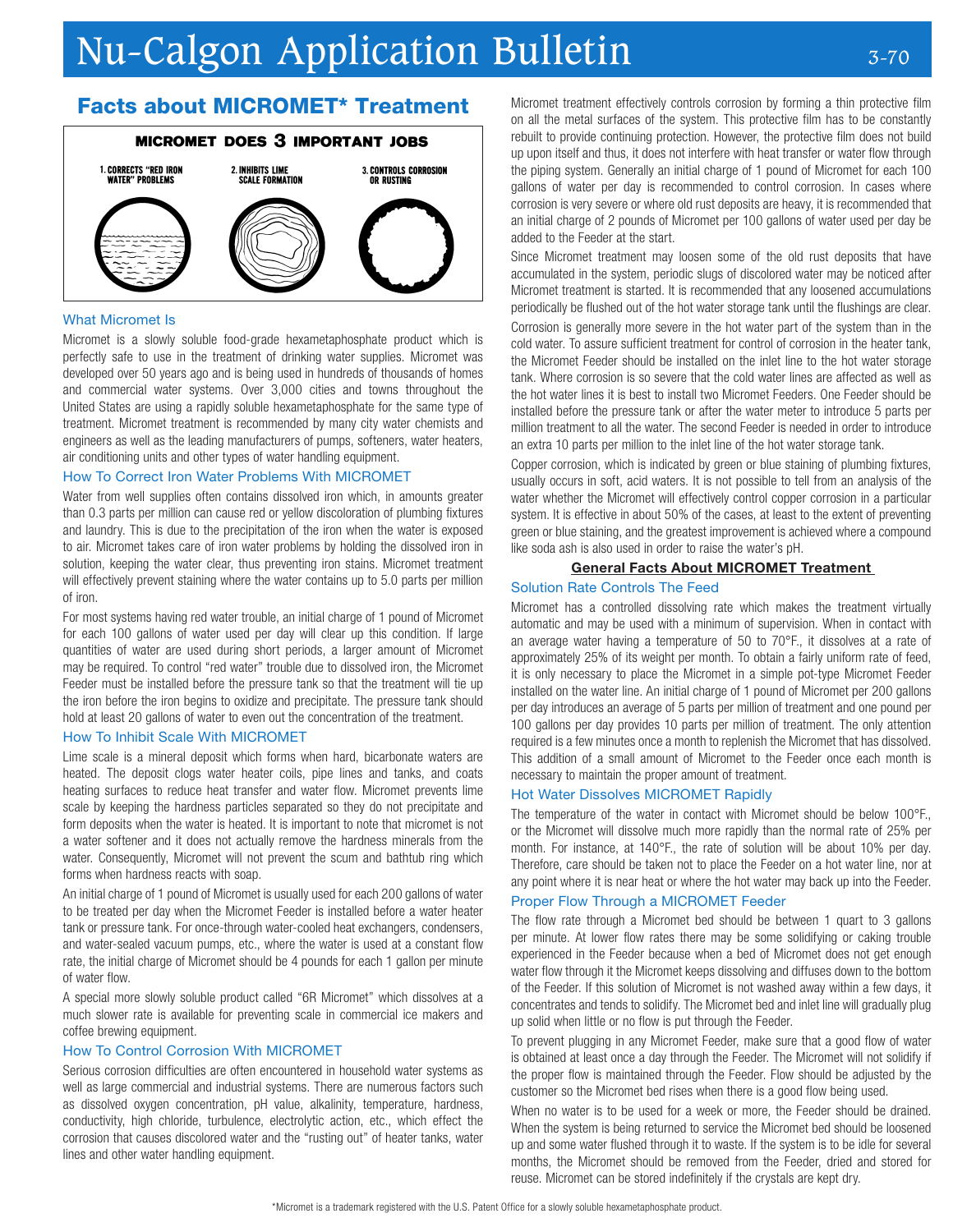# Nu-Calgon Application Bulletin

## Facts about MICROMET* Treatment

**MICROMET DOES 3 IMPORTANT JOBS**

1. CORRECTS "RED IRON WATER" PROBLEMS
2. INHIBITS LIME SCALE FORMATION
3. CONTROLS CORROSION OR RUSTING

### What Micromet Is

Micromet is a slowly soluble food-grade hexametaphosphate product which is perfectly safe to use in the treatment of drinking water supplies. Micromet was developed over 50 years ago and is being used in hundreds of thousands of homes and commercial water systems. Over 3,000 cities and towns throughout the United States are using a rapidly soluble hexametaphosphate for the same type of treatment. Micromet treatment is recommended by many city water chemists and engineers as well as the leading manufacturers of pumps, softeners, water heaters, air conditioning units and other types of water handling equipment.

### How To Correct Iron Water Problems With MICROMET

Water from well supplies often contains dissolved iron which, in amounts greater than 0.3 parts per million can cause red or yellow discoloration of plumbing fixtures and laundry. This is due to the precipitation of the iron when the water is exposed to air. Micromet takes care of iron water problems by holding the dissolved iron in solution, keeping the water clear, thus preventing iron stains. Micromet treatment will effectively prevent staining where the water contains up to 5.0 parts per million of iron.

For most systems having red water trouble, an initial charge of 1 pound of Micromet for each 100 gallons of water used per day will clear up this condition. If large quantities of water are used during short periods, a larger amount of Micromet may be required. To control "red water" trouble due to dissolved iron, the Micromet Feeder must be installed before the pressure tank so that the treatment will tie up the iron before the iron begins to oxidize and precipitate. The pressure tank should hold at least 20 gallons of water to even out the concentration of the treatment.

### How To Inhibit Scale With MICROMET

Lime scale is a mineral deposit which forms when hard, bicarbonate waters are heated. The deposit clogs water heater coils, pipe lines and tanks, and coats heating surfaces to reduce heat transfer and water flow. Micromet prevents lime scale by keeping the hardness particles separated so they do not precipitate and form deposits when the water is heated. It is important to note that micromet is not a water softener and it does not actually remove the hardness minerals from the water. Consequently, Micromet will not prevent the scum and bathtub ring which forms when hardness reacts with soap.

An initial charge of 1 pound of Micromet is usually used for each 200 gallons of water to be treated per day when the Micromet Feeder is installed before a water heater tank or pressure tank. For once-through water-cooled heat exchangers, condensers, and water-sealed vacuum pumps, etc., where the water is used at a constant flow rate, the initial charge of Micromet should be 4 pounds for each 1 gallon per minute of water flow.

A special more slowly soluble product called "6R Micromet" which dissolves at a much slower rate is available for preventing scale in commercial ice makers and coffee brewing equipment.

### How To Control Corrosion With MICROMET

Serious corrosion difficulties are often encountered in household water systems as well as large commercial and industrial systems. There are numerous factors such as dissolved oxygen concentration, pH value, alkalinity, temperature, hardness, conductivity, high chloride, turbulence, electrolytic action, etc., which effect the corrosion that causes discolored water and the "rusting out" of heater tanks, water lines and other water handling equipment.

Micromet treatment effectively controls corrosion by forming a thin protective film on all the metal surfaces of the system. This protective film has to be constantly rebuilt to provide continuing protection. However, the protective film does not build up upon itself and thus, it does not interfere with heat transfer or water flow through the piping system. Generally an initial charge of 1 pound of Micromet for each 100 gallons of water per day is recommended to control corrosion. In cases where corrosion is very severe or where old rust deposits are heavy, it is recommended that an initial charge of 2 pounds of Micromet per 100 gallons of water used per day be added to the Feeder at the start.

Since Micromet treatment may loosen some of the old rust deposits that have accumulated in the system, periodic slugs of discolored water may be noticed after Micromet treatment is started. It is recommended that any loosened accumulations periodically be flushed out of the hot water storage tank until the flushings are clear.

Corrosion is generally more severe in the hot water part of the system than in the cold water. To assure sufficient treatment for control of corrosion in the heater tank, the Micromet Feeder should be installed on the inlet line to the hot water storage tank. Where corrosion is so severe that the cold water lines are affected as well as the hot water lines it is best to install two Micromet Feeders. One Feeder should be installed before the pressure tank or after the water meter to introduce 5 parts per million treatment to all the water. The second Feeder is needed in order to introduce an extra 10 parts per million to the inlet line of the hot water storage tank.

Copper corrosion, which is indicated by green or blue staining of plumbing fixtures, usually occurs in soft, acid waters. It is not possible to tell from an analysis of the water whether the Micromet will effectively control copper corrosion in a particular system. It is effective in about 50% of the cases, at least to the extent of preventing green or blue staining, and the greatest improvement is achieved where a compound like soda ash is also used in order to raise the water's pH.

## General Facts About MICROMET Treatment

### Solution Rate Controls The Feed

Micromet has a controlled dissolving rate which makes the treatment virtually automatic and may be used with a minimum of supervision. When in contact with an average water having a temperature of 50 to 70°F., it dissolves at a rate of approximately 25% of its weight per month. To obtain a fairly uniform rate of feed, it is only necessary to place the Micromet in a simple pot-type Micromet Feeder installed on the water line. An initial charge of 1 pound of Micromet per 200 gallons per day introduces an average of 5 parts per million of treatment and one pound per 100 gallons per day provides 10 parts per million of treatment. The only attention required is a few minutes once a month to replenish the Micromet that has dissolved. This addition of a small amount of Micromet to the Feeder once each month is necessary to maintain the proper amount of treatment.

### Hot Water Dissolves MICROMET Rapidly

The temperature of the water in contact with Micromet should be below 100°F., or the Micromet will dissolve much more rapidly than the normal rate of 25% per month. For instance, at 140°F., the rate of solution will be about 10% per day. Therefore, care should be taken not to place the Feeder on a hot water line, nor at any point where it is near heat or where the hot water may back up into the Feeder.

### Proper Flow Through a MICROMET Feeder

The flow rate through a Micromet bed should be between 1 quart to 3 gallons per minute. At lower flow rates there may be some solidifying or caking trouble experienced in the Feeder because when a bed of Micromet does not get enough water flow through it the Micromet keeps dissolving and diffuses down to the bottom of the Feeder. If this solution of Micromet is not washed away within a few days, it concentrates and tends to solidify. The Micromet bed and inlet line will gradually plug up solid when little or no flow is put through the Feeder.

To prevent plugging in any Micromet Feeder, make sure that a good flow of water is obtained at least once a day through the Feeder. The Micromet will not solidify if the proper flow is maintained through the Feeder. Flow should be adjusted by the customer so the Micromet bed rises when there is a good flow being used.

When no water is to be used for a week or more, the Feeder should be drained. When the system is being returned to service the Micromet bed should be loosened up and some water flushed through it to waste. If the system is to be idle for several months, the Micromet should be removed from the Feeder, dried and stored for reuse. Micromet can be stored indefinitely if the crystals are kept dry.

*Micromet is a trademark registered with the U.S. Patent Office for a slowly soluble hexametaphosphate product.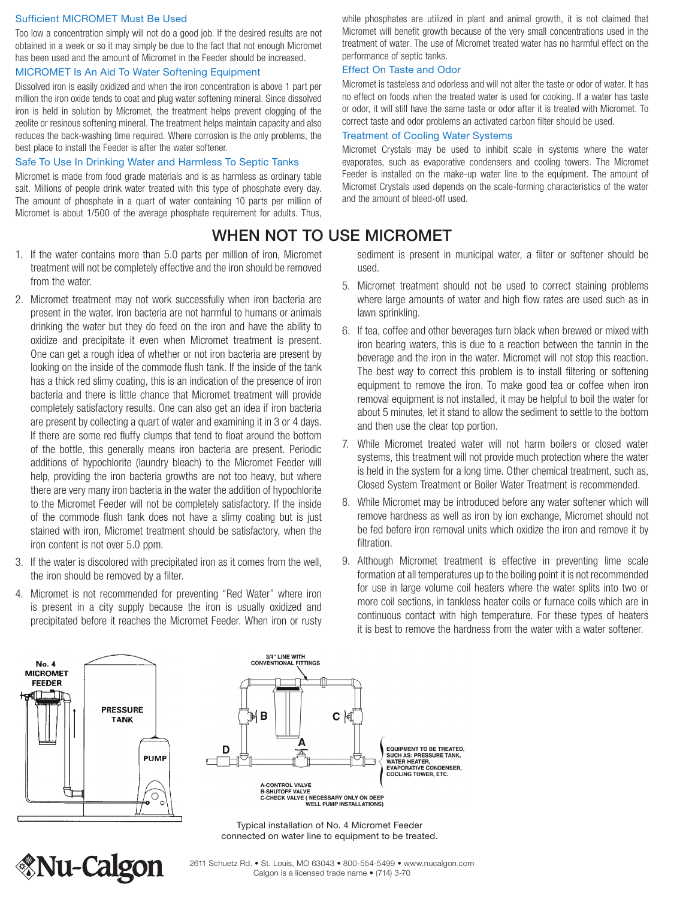## Sufficient MICROMET Must Be Used

Too low a concentration simply will not do a good job. If the desired results are not obtained in a week or so it may simply be due to the fact that not enough Micromet has been used and the amount of Micromet in the Feeder should be increased.

## MICROMET Is An Aid To Water Softening Equipment

Dissolved iron is easily oxidized and when the iron concentration is above 1 part per million the iron oxide tends to coat and plug water softening mineral. Since dissolved iron is held in solution by Micromet, the treatment helps prevent clogging of the zeolite or resinous softening mineral. The treatment helps maintain capacity and also reduces the back-washing time required. Where corrosion is the only problems, the best place to install the Feeder is after the water softener.

## Safe To Use In Drinking Water and Harmless To Septic Tanks

Micromet is made from food grade materials and is as harmless as ordinary table salt. Millions of people drink water treated with this type of phosphate every day. The amount of phosphate in a quart of water containing 10 parts per million of Micromet is about 1/500 of the average phosphate requirement for adults. Thus, while phosphates are utilized in plant and animal growth, it is not claimed that Micromet will benefit growth because of the very small concentrations used in the treatment of water. The use of Micromet treated water has no harmful effect on the performance of septic tanks.

## Effect On Taste and Odor

Micromet is tasteless and odorless and will not alter the taste or odor of water. It has no effect on foods when the treated water is used for cooking. If a water has taste or odor, it will still have the same taste or odor after it is treated with Micromet. To correct taste and odor problems an activated carbon filter should be used.

## Treatment of Cooling Water Systems

Micromet Crystals may be used to inhibit scale in systems where the water evaporates, such as evaporative condensers and cooling towers. The Micromet Feeder is installed on the make-up water line to the equipment. The amount of Micromet Crystals used depends on the scale-forming characteristics of the water and the amount of bleed-off used.

# WHEN NOT TO USE MICROMET

1. If the water contains more than 5.0 parts per million of iron, Micromet treatment will not be completely effective and the iron should be removed from the water.
2. Micromet treatment may not work successfully when iron bacteria are present in the water. Iron bacteria are not harmful to humans or animals drinking the water but they do feed on the iron and have the ability to oxidize and precipitate it even when Micromet treatment is present. One can get a rough idea of whether or not iron bacteria are present by looking on the inside of the commode flush tank. If the inside of the tank has a thick red slimy coating, this is an indication of the presence of iron bacteria and there is little chance that Micromet treatment will provide completely satisfactory results. One can also get an idea if iron bacteria are present by collecting a quart of water and examining it in 3 or 4 days. If there are some red fluffy clumps that tend to float around the bottom of the bottle, this generally means iron bacteria are present. Periodic additions of hypochlorite (laundry bleach) to the Micromet Feeder will help, providing the iron bacteria growths are not too heavy, but where there are very many iron bacteria in the water the addition of hypochlorite to the Micromet Feeder will not be completely satisfactory. If the inside of the commode flush tank does not have a slimy coating but is just stained with iron, Micromet treatment should be satisfactory, when the iron content is not over 5.0 ppm.
3. If the water is discolored with precipitated iron as it comes from the well, the iron should be removed by a filter.
4. Micromet is not recommended for preventing "Red Water" where iron is present in a city supply because the iron is usually oxidized and precipitated before it reaches the Micromet Feeder. When iron or rusty sediment is present in municipal water, a filter or softener should be used.
5. Micromet treatment should not be used to correct staining problems where large amounts of water and high flow rates are used such as in lawn sprinkling.
6. If tea, coffee and other beverages turn black when brewed or mixed with iron bearing waters, this is due to a reaction between the tannin in the beverage and the iron in the water. Micromet will not stop this reaction. The best way to correct this problem is to install filtering or softening equipment to remove the iron. To make good tea or coffee when iron removal equipment is not installed, it may be helpful to boil the water for about 5 minutes, let it stand to allow the sediment to settle to the bottom and then use the clear top portion.
7. While Micromet treated water will not harm boilers or closed water systems, this treatment will not provide much protection where the water is held in the system for a long time. Other chemical treatment, such as, Closed System Treatment or Boiler Water Treatment is recommended.
8. While Micromet may be introduced before any water softener which will remove hardness as well as iron by ion exchange, Micromet should not be fed before iron removal units which oxidize the iron and remove it by filtration.
9. Although Micromet treatment is effective in preventing lime scale formation at all temperatures up to the boiling point it is not recommended for use in large volume coil heaters where the water splits into two or more coil sections, in tankless heater coils or furnace coils which are in continuous contact with high temperature. For these types of heaters it is best to remove the hardness from the water with a water softener.

No. 4 MICROMET FEEDER

PRESSURE TANK

PUMP

3/4" LINE WITH CONVENTIONAL FITTINGS

B

C

D

A

EQUIPMENT TO BE TREATED, SUCH AS: PRESSURE TANK, WATER HEATER, EVAPORATIVE CONDENSER, COOLING TOWER, ETC.

A-CONTROL VALVE
B-SHUTOFF VALVE
C-CHECK VALVE (NECESSARY ONLY ON DEEP WELL PUMP INSTALLATIONS)

Typical installation of No. 4 Micromet Feeder connected on water line to equipment to be treated.

Nu-Calgon

2611 Schuetz Rd. • St. Louis, MO 63043 • 800-554-5499 • www.nucalgon.com
Calgon is a licensed trade name • (714) 3-70